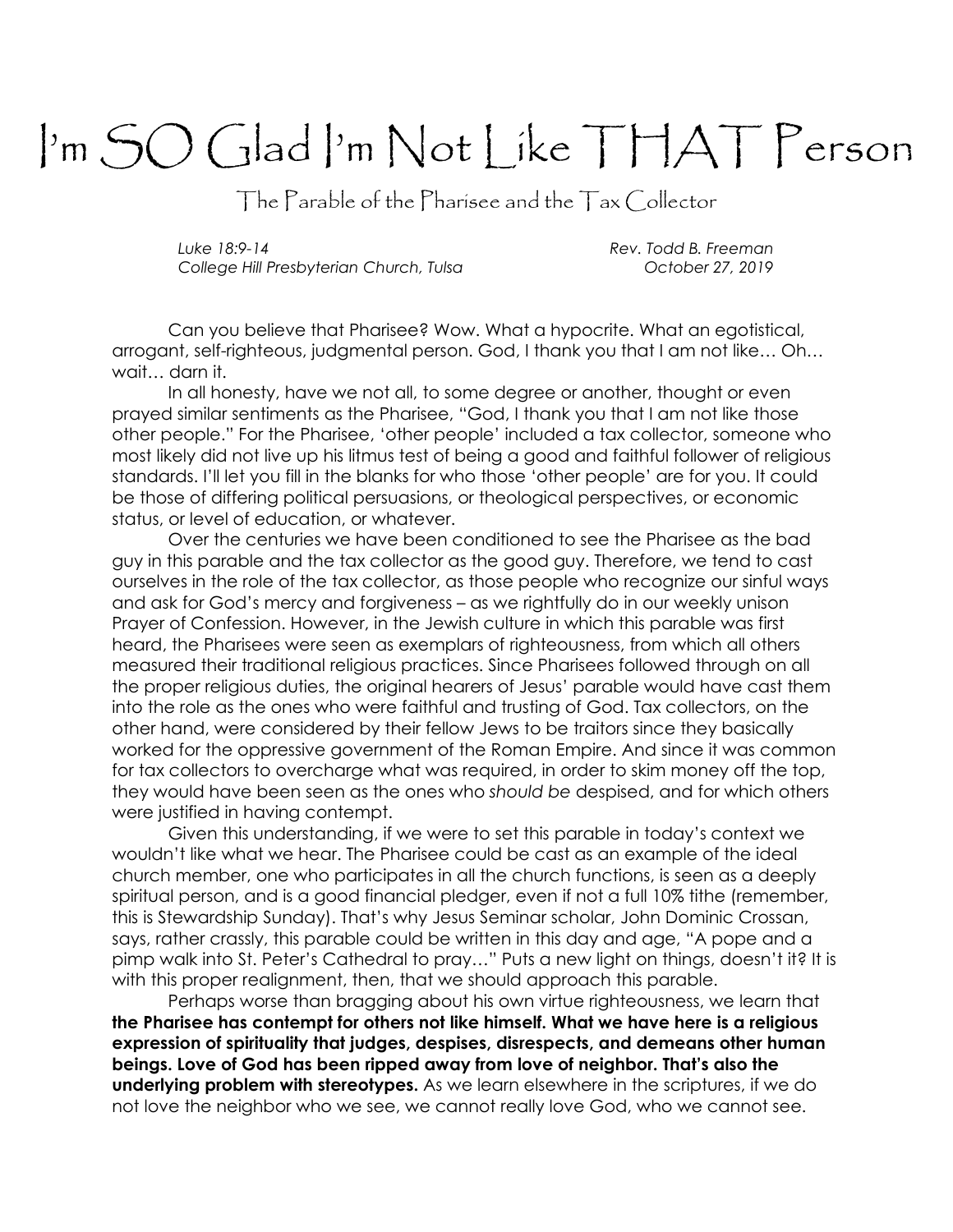# I'm SO Glad I'm Not Like THAT Person

## The Parable of the Pharisee and the Tax Collector

*Luke 18:9-14* — *Rev. Todd B. Freeman*
*College Hill Presbyterian Church, Tulsa* — *October 27, 2019*

Can you believe that Pharisee? Wow. What a hypocrite. What an egotistical, arrogant, self-righteous, judgmental person. God, I thank you that I am not like… Oh… wait… darn it.

In all honesty, have we not all, to some degree or another, thought or even prayed similar sentiments as the Pharisee, "God, I thank you that I am not like those other people." For the Pharisee, 'other people' included a tax collector, someone who most likely did not live up his litmus test of being a good and faithful follower of religious standards. I'll let you fill in the blanks for who those 'other people' are for you. It could be those of differing political persuasions, or theological perspectives, or economic status, or level of education, or whatever.

Over the centuries we have been conditioned to see the Pharisee as the bad guy in this parable and the tax collector as the good guy. Therefore, we tend to cast ourselves in the role of the tax collector, as those people who recognize our sinful ways and ask for God's mercy and forgiveness – as we rightfully do in our weekly unison Prayer of Confession. However, in the Jewish culture in which this parable was first heard, the Pharisees were seen as exemplars of righteousness, from which all others measured their traditional religious practices. Since Pharisees followed through on all the proper religious duties, the original hearers of Jesus' parable would have cast them into the role as the ones who were faithful and trusting of God. Tax collectors, on the other hand, were considered by their fellow Jews to be traitors since they basically worked for the oppressive government of the Roman Empire. And since it was common for tax collectors to overcharge what was required, in order to skim money off the top, they would have been seen as the ones who *should be* despised, and for which others were justified in having contempt.

Given this understanding, if we were to set this parable in today's context we wouldn't like what we hear. The Pharisee could be cast as an example of the ideal church member, one who participates in all the church functions, is seen as a deeply spiritual person, and is a good financial pledger, even if not a full 10% tithe (remember, this is Stewardship Sunday). That's why Jesus Seminar scholar, John Dominic Crossan, says, rather crassly, this parable could be written in this day and age, "A pope and a pimp walk into St. Peter's Cathedral to pray…" Puts a new light on things, doesn't it? It is with this proper realignment, then, that we should approach this parable.

Perhaps worse than bragging about his own virtue righteousness, we learn that **the Pharisee has contempt for others not like himself. What we have here is a religious expression of spirituality that judges, despises, disrespects, and demeans other human beings. Love of God has been ripped away from love of neighbor. That's also the underlying problem with stereotypes.** As we learn elsewhere in the scriptures, if we do not love the neighbor who we see, we cannot really love God, who we cannot see.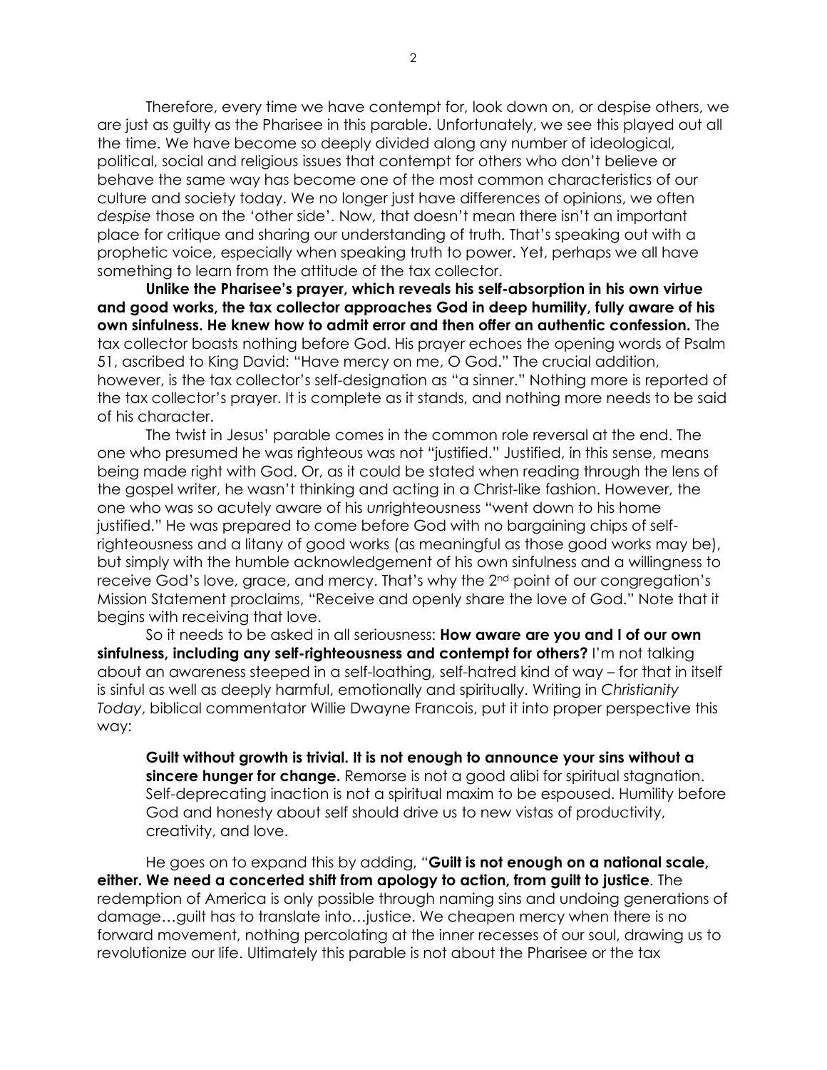Therefore, every time we have contempt for, look down on, or despise others, we are just as guilty as the Pharisee in this parable. Unfortunately, we see this played out all the time. We have become so deeply divided along any number of ideological, political, social and religious issues that contempt for others who don't believe or behave the same way has become one of the most common characteristics of our culture and society today. We no longer just have differences of opinions, we often *despise* those on the 'other side'. Now, that doesn't mean there isn't an important place for critique and sharing our understanding of truth. That's speaking out with a prophetic voice, especially when speaking truth to power. Yet, perhaps we all have something to learn from the attitude of the tax collector.

**Unlike the Pharisee's prayer, which reveals his self-absorption in his own virtue and good works, the tax collector approaches God in deep humility, fully aware of his own sinfulness. He knew how to admit error and then offer an authentic confession.** The tax collector boasts nothing before God. His prayer echoes the opening words of Psalm 51, ascribed to King David: "Have mercy on me, O God." The crucial addition, however, is the tax collector's self-designation as "a sinner." Nothing more is reported of the tax collector's prayer. It is complete as it stands, and nothing more needs to be said of his character.

The twist in Jesus' parable comes in the common role reversal at the end. The one who presumed he was righteous was not "justified." Justified, in this sense, means being made right with God. Or, as it could be stated when reading through the lens of the gospel writer, he wasn't thinking and acting in a Christ-like fashion. However, the one who was so acutely aware of his *un*righteousness "went down to his home justified." He was prepared to come before God with no bargaining chips of self-righteousness and a litany of good works (as meaningful as those good works may be), but simply with the humble acknowledgement of his own sinfulness and a willingness to receive God's love, grace, and mercy. That's why the 2nd point of our congregation's Mission Statement proclaims, "Receive and openly share the love of God." Note that it begins with receiving that love.

So it needs to be asked in all seriousness: **How aware are you and I of our own sinfulness, including any self-righteousness and contempt for others?** I'm not talking about an awareness steeped in a self-loathing, self-hatred kind of way – for that in itself is sinful as well as deeply harmful, emotionally and spiritually. Writing in *Christianity Today*, biblical commentator Willie Dwayne Francois, put it into proper perspective this way:

> **Guilt without growth is trivial. It is not enough to announce your sins without a sincere hunger for change.** Remorse is not a good alibi for spiritual stagnation. Self-deprecating inaction is not a spiritual maxim to be espoused. Humility before God and honesty about self should drive us to new vistas of productivity, creativity, and love.

He goes on to expand this by adding, "**Guilt is not enough on a national scale, either. We need a concerted shift from apology to action, from guilt to justice**. The redemption of America is only possible through naming sins and undoing generations of damage…guilt has to translate into…justice. We cheapen mercy when there is no forward movement, nothing percolating at the inner recesses of our soul, drawing us to revolutionize our life. Ultimately this parable is not about the Pharisee or the tax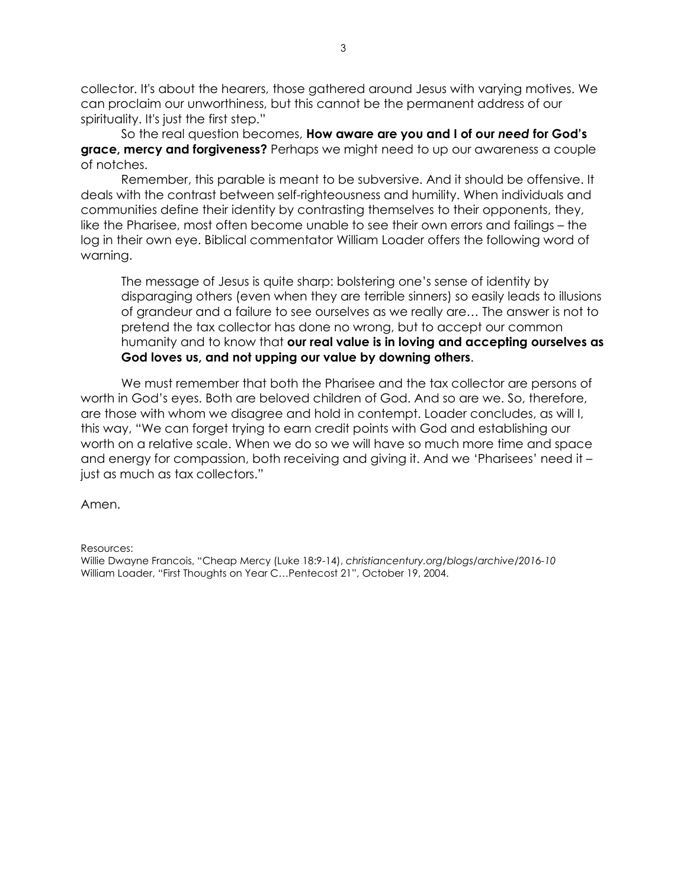collector. It's about the hearers, those gathered around Jesus with varying motives. We can proclaim our unworthiness, but this cannot be the permanent address of our spirituality. It's just the first step."

So the real question becomes, **How aware are you and I of our *need* for God's grace, mercy and forgiveness?** Perhaps we might need to up our awareness a couple of notches.

Remember, this parable is meant to be subversive. And it should be offensive. It deals with the contrast between self-righteousness and humility. When individuals and communities define their identity by contrasting themselves to their opponents, they, like the Pharisee, most often become unable to see their own errors and failings – the log in their own eye. Biblical commentator William Loader offers the following word of warning.

> The message of Jesus is quite sharp: bolstering one's sense of identity by disparaging others (even when they are terrible sinners) so easily leads to illusions of grandeur and a failure to see ourselves as we really are… The answer is not to pretend the tax collector has done no wrong, but to accept our common humanity and to know that **our real value is in loving and accepting ourselves as God loves us, and not upping our value by downing others**.

We must remember that both the Pharisee and the tax collector are persons of worth in God's eyes. Both are beloved children of God. And so are we. So, therefore, are those with whom we disagree and hold in contempt. Loader concludes, as will I, this way, "We can forget trying to earn credit points with God and establishing our worth on a relative scale. When we do so we will have so much more time and space and energy for compassion, both receiving and giving it. And we 'Pharisees' need it – just as much as tax collectors."

Amen.

Resources:
Willie Dwayne Francois, "Cheap Mercy (Luke 18:9-14), *christiancentury.org/blogs/archive/2016-10*
William Loader, "First Thoughts on Year C…Pentecost 21", October 19, 2004.